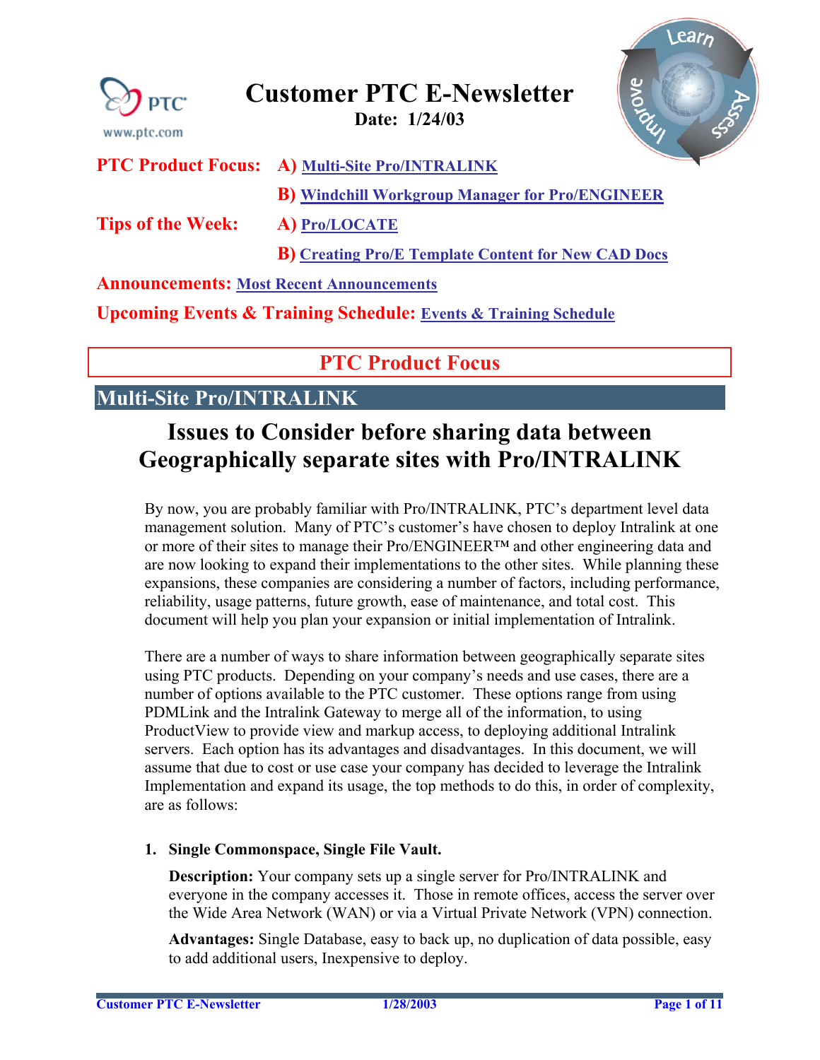# Customer PTC E-Newsletter

**Date: 1/24/03**

**PTC Product Focus:** **A)** Multi-Site Pro/INTRALINK

**B)** Windchill Workgroup Manager for Pro/ENGINEER

**Tips of the Week:** **A)** Pro/LOCATE

**B)** Creating Pro/E Template Content for New CAD Docs

**Announcements:** Most Recent Announcements

**Upcoming Events & Training Schedule:** Events & Training Schedule

## PTC Product Focus

## Multi-Site Pro/INTRALINK

### Issues to Consider before sharing data between Geographically separate sites with Pro/INTRALINK

By now, you are probably familiar with Pro/INTRALINK, PTC's department level data management solution. Many of PTC's customer's have chosen to deploy Intralink at one or more of their sites to manage their Pro/ENGINEER™ and other engineering data and are now looking to expand their implementations to the other sites. While planning these expansions, these companies are considering a number of factors, including performance, reliability, usage patterns, future growth, ease of maintenance, and total cost. This document will help you plan your expansion or initial implementation of Intralink.

There are a number of ways to share information between geographically separate sites using PTC products. Depending on your company's needs and use cases, there are a number of options available to the PTC customer. These options range from using PDMLink and the Intralink Gateway to merge all of the information, to using ProductView to provide view and markup access, to deploying additional Intralink servers. Each option has its advantages and disadvantages. In this document, we will assume that due to cost or use case your company has decided to leverage the Intralink Implementation and expand its usage, the top methods to do this, in order of complexity, are as follows:

1. **Single Commonspace, Single File Vault.**

   **Description:** Your company sets up a single server for Pro/INTRALINK and everyone in the company accesses it. Those in remote offices, access the server over the Wide Area Network (WAN) or via a Virtual Private Network (VPN) connection.

   **Advantages:** Single Database, easy to back up, no duplication of data possible, easy to add additional users, Inexpensive to deploy.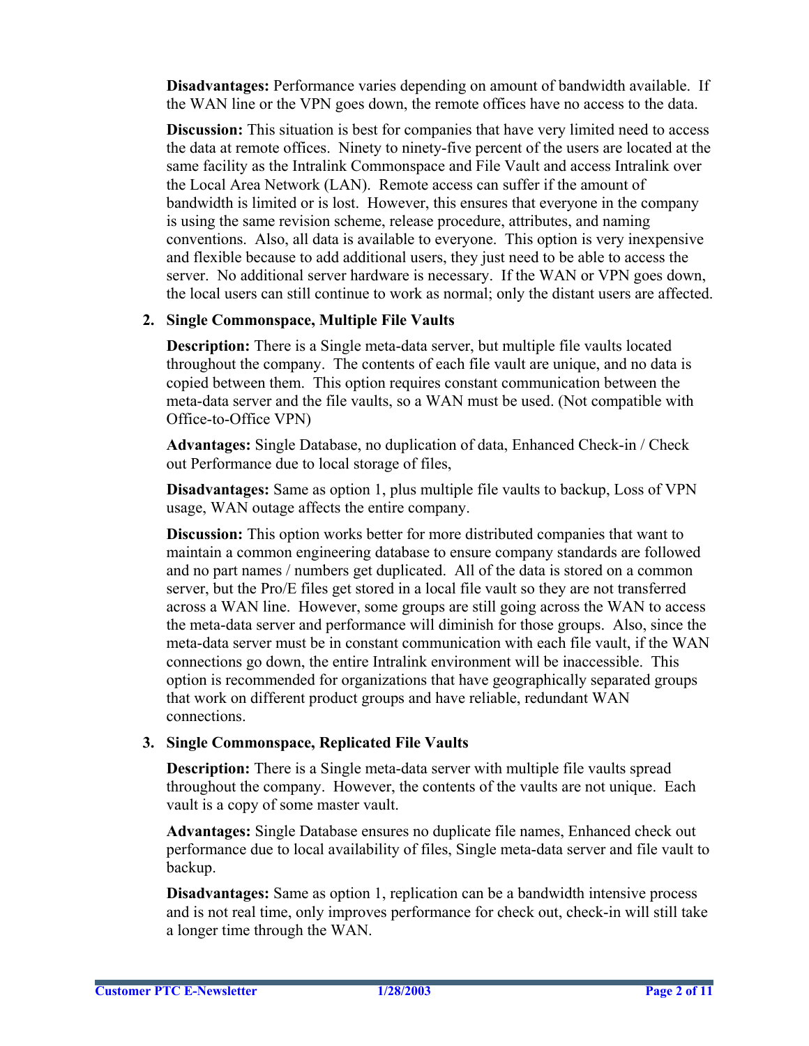**Disadvantages:** Performance varies depending on amount of bandwidth available. If the WAN line or the VPN goes down, the remote offices have no access to the data.

**Discussion:** This situation is best for companies that have very limited need to access the data at remote offices. Ninety to ninety-five percent of the users are located at the same facility as the Intralink Commonspace and File Vault and access Intralink over the Local Area Network (LAN). Remote access can suffer if the amount of bandwidth is limited or is lost. However, this ensures that everyone in the company is using the same revision scheme, release procedure, attributes, and naming conventions. Also, all data is available to everyone. This option is very inexpensive and flexible because to add additional users, they just need to be able to access the server. No additional server hardware is necessary. If the WAN or VPN goes down, the local users can still continue to work as normal; only the distant users are affected.

2. **Single Commonspace, Multiple File Vaults**

   **Description:** There is a Single meta-data server, but multiple file vaults located throughout the company. The contents of each file vault are unique, and no data is copied between them. This option requires constant communication between the meta-data server and the file vaults, so a WAN must be used. (Not compatible with Office-to-Office VPN)

   **Advantages:** Single Database, no duplication of data, Enhanced Check-in / Check out Performance due to local storage of files,

   **Disadvantages:** Same as option 1, plus multiple file vaults to backup, Loss of VPN usage, WAN outage affects the entire company.

   **Discussion:** This option works better for more distributed companies that want to maintain a common engineering database to ensure company standards are followed and no part names / numbers get duplicated. All of the data is stored on a common server, but the Pro/E files get stored in a local file vault so they are not transferred across a WAN line. However, some groups are still going across the WAN to access the meta-data server and performance will diminish for those groups. Also, since the meta-data server must be in constant communication with each file vault, if the WAN connections go down, the entire Intralink environment will be inaccessible. This option is recommended for organizations that have geographically separated groups that work on different product groups and have reliable, redundant WAN connections.

3. **Single Commonspace, Replicated File Vaults**

   **Description:** There is a Single meta-data server with multiple file vaults spread throughout the company. However, the contents of the vaults are not unique. Each vault is a copy of some master vault.

   **Advantages:** Single Database ensures no duplicate file names, Enhanced check out performance due to local availability of files, Single meta-data server and file vault to backup.

   **Disadvantages:** Same as option 1, replication can be a bandwidth intensive process and is not real time, only improves performance for check out, check-in will still take a longer time through the WAN.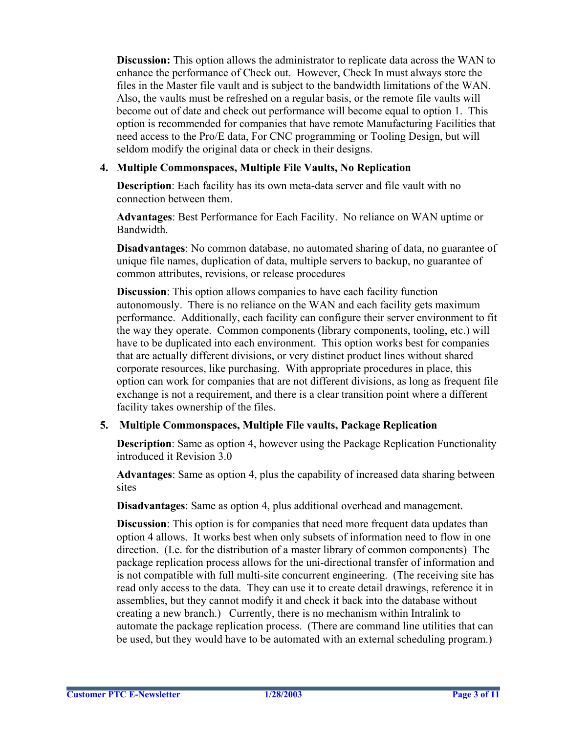**Discussion:** This option allows the administrator to replicate data across the WAN to enhance the performance of Check out. However, Check In must always store the files in the Master file vault and is subject to the bandwidth limitations of the WAN. Also, the vaults must be refreshed on a regular basis, or the remote file vaults will become out of date and check out performance will become equal to option 1. This option is recommended for companies that have remote Manufacturing Facilities that need access to the Pro/E data, For CNC programming or Tooling Design, but will seldom modify the original data or check in their designs.

4. **Multiple Commonspaces, Multiple File Vaults, No Replication**

   **Description**: Each facility has its own meta-data server and file vault with no connection between them.

   **Advantages**: Best Performance for Each Facility. No reliance on WAN uptime or Bandwidth.

   **Disadvantages**: No common database, no automated sharing of data, no guarantee of unique file names, duplication of data, multiple servers to backup, no guarantee of common attributes, revisions, or release procedures

   **Discussion**: This option allows companies to have each facility function autonomously. There is no reliance on the WAN and each facility gets maximum performance. Additionally, each facility can configure their server environment to fit the way they operate. Common components (library components, tooling, etc.) will have to be duplicated into each environment. This option works best for companies that are actually different divisions, or very distinct product lines without shared corporate resources, like purchasing. With appropriate procedures in place, this option can work for companies that are not different divisions, as long as frequent file exchange is not a requirement, and there is a clear transition point where a different facility takes ownership of the files.

5. **Multiple Commonspaces, Multiple File vaults, Package Replication**

   **Description**: Same as option 4, however using the Package Replication Functionality introduced it Revision 3.0

   **Advantages**: Same as option 4, plus the capability of increased data sharing between sites

   **Disadvantages**: Same as option 4, plus additional overhead and management.

   **Discussion**: This option is for companies that need more frequent data updates than option 4 allows. It works best when only subsets of information need to flow in one direction. (I.e. for the distribution of a master library of common components) The package replication process allows for the uni-directional transfer of information and is not compatible with full multi-site concurrent engineering. (The receiving site has read only access to the data. They can use it to create detail drawings, reference it in assemblies, but they cannot modify it and check it back into the database without creating a new branch.) Currently, there is no mechanism within Intralink to automate the package replication process. (There are command line utilities that can be used, but they would have to be automated with an external scheduling program.)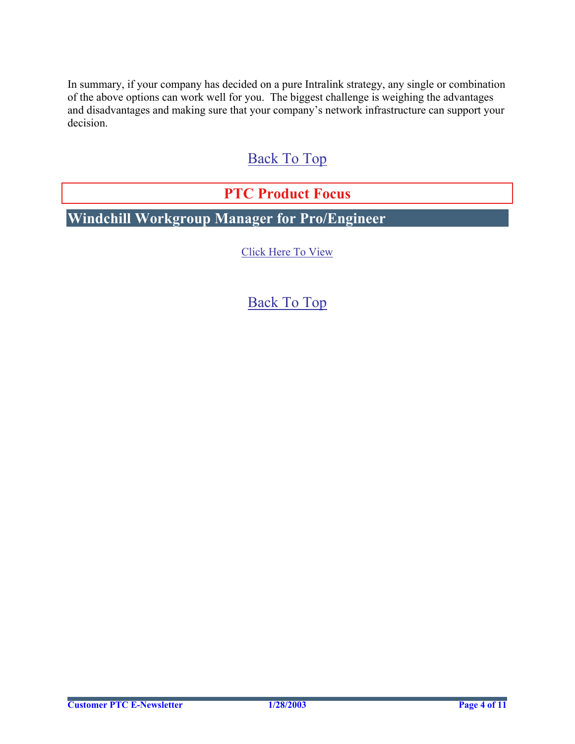In summary, if your company has decided on a pure Intralink strategy, any single or combination of the above options can work well for you. The biggest challenge is weighing the advantages and disadvantages and making sure that your company's network infrastructure can support your decision.

Back To Top

## PTC Product Focus

## Windchill Workgroup Manager for Pro/Engineer

Click Here To View

Back To Top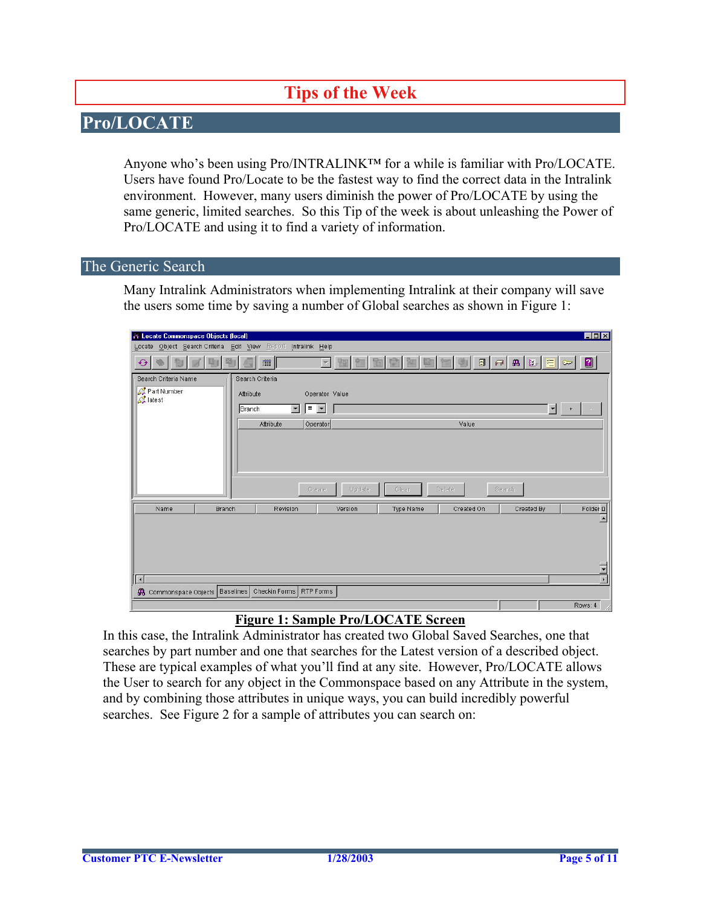# Tips of the Week

## Pro/LOCATE

Anyone who's been using Pro/INTRALINK™ for a while is familiar with Pro/LOCATE. Users have found Pro/Locate to be the fastest way to find the correct data in the Intralink environment. However, many users diminish the power of Pro/LOCATE by using the same generic, limited searches. So this Tip of the week is about unleashing the Power of Pro/LOCATE and using it to find a variety of information.

### The Generic Search

Many Intralink Administrators when implementing Intralink at their company will save the users some time by saving a number of Global searches as shown in Figure 1:

**Figure 1: Sample Pro/LOCATE Screen**

In this case, the Intralink Administrator has created two Global Saved Searches, one that searches by part number and one that searches for the Latest version of a described object. These are typical examples of what you'll find at any site. However, Pro/LOCATE allows the User to search for any object in the Commonspace based on any Attribute in the system, and by combining those attributes in unique ways, you can build incredibly powerful searches. See Figure 2 for a sample of attributes you can search on: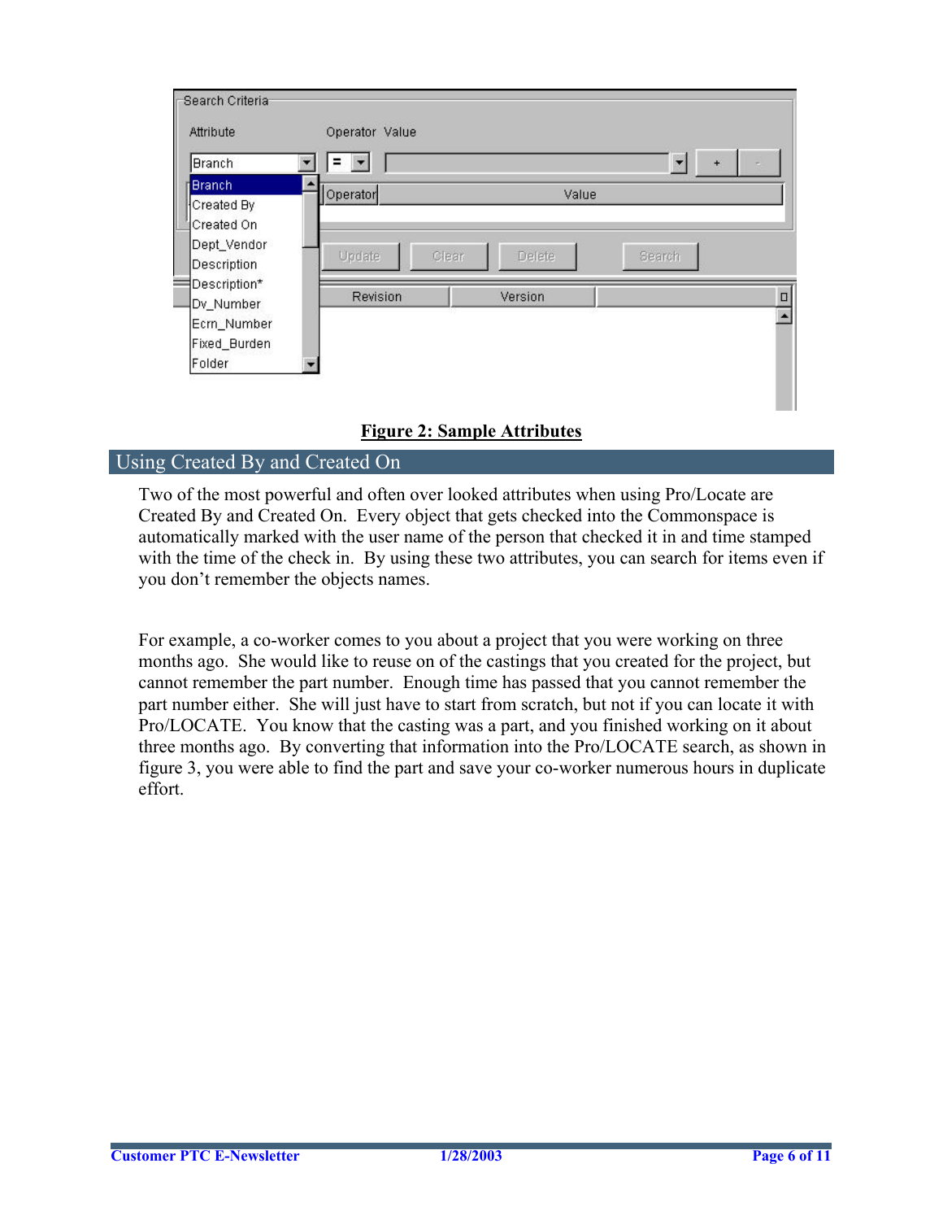**Figure 2: Sample Attributes**

## Using Created By and Created On

Two of the most powerful and often over looked attributes when using Pro/Locate are Created By and Created On. Every object that gets checked into the Commonspace is automatically marked with the user name of the person that checked it in and time stamped with the time of the check in. By using these two attributes, you can search for items even if you don't remember the objects names.

For example, a co-worker comes to you about a project that you were working on three months ago. She would like to reuse on of the castings that you created for the project, but cannot remember the part number. Enough time has passed that you cannot remember the part number either. She will just have to start from scratch, but not if you can locate it with Pro/LOCATE. You know that the casting was a part, and you finished working on it about three months ago. By converting that information into the Pro/LOCATE search, as shown in figure 3, you were able to find the part and save your co-worker numerous hours in duplicate effort.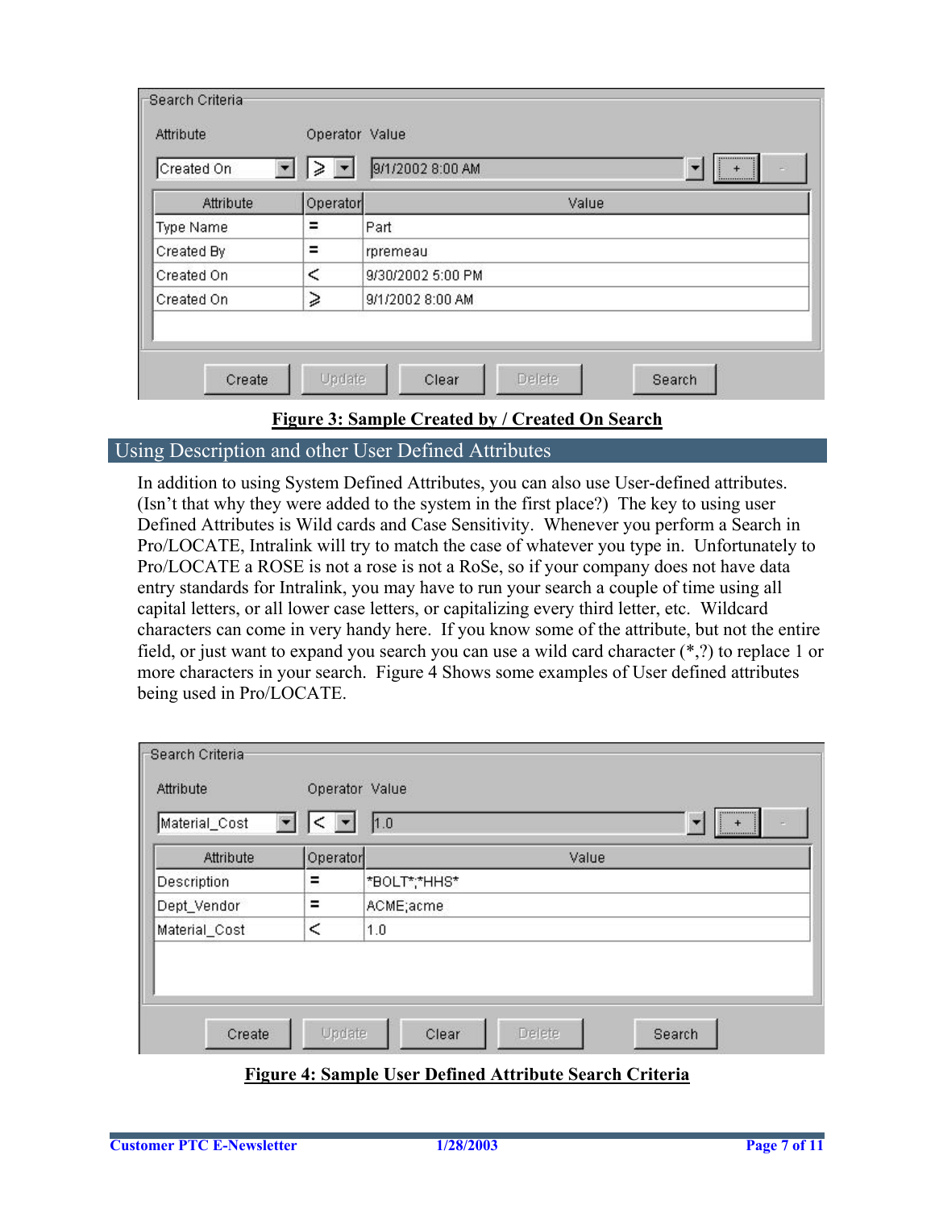Search Criteria

| Attribute | Operator | Value |
|---|---|---|
| Created On | ≥ | 9/1/2002 8:00 AM |

| Attribute | Operator | Value |
|---|---|---|
| Type Name | = | Part |
| Created By | = | rpremeau |
| Created On | < | 9/30/2002 5:00 PM |
| Created On | ≥ | 9/1/2002 8:00 AM |

Create | Update | Clear | Delete | Search

**Figure 3: Sample Created by / Created On Search**

## Using Description and other User Defined Attributes

In addition to using System Defined Attributes, you can also use User-defined attributes. (Isn't that why they were added to the system in the first place?) The key to using user Defined Attributes is Wild cards and Case Sensitivity. Whenever you perform a Search in Pro/LOCATE, Intralink will try to match the case of whatever you type in. Unfortunately to Pro/LOCATE a ROSE is not a rose is not a RoSe, so if your company does not have data entry standards for Intralink, you may have to run your search a couple of time using all capital letters, or all lower case letters, or capitalizing every third letter, etc. Wildcard characters can come in very handy here. If you know some of the attribute, but not the entire field, or just want to expand you search you can use a wild card character (*,?) to replace 1 or more characters in your search. Figure 4 Shows some examples of User defined attributes being used in Pro/LOCATE.

Search Criteria

| Attribute | Operator | Value |
|---|---|---|
| Material_Cost | < | 1.0 |

| Attribute | Operator | Value |
|---|---|---|
| Description | = | *BOLT*;*HHS* |
| Dept_Vendor | = | ACME;acme |
| Material_Cost | < | 1.0 |

Create | Update | Clear | Delete | Search

**Figure 4: Sample User Defined Attribute Search Criteria**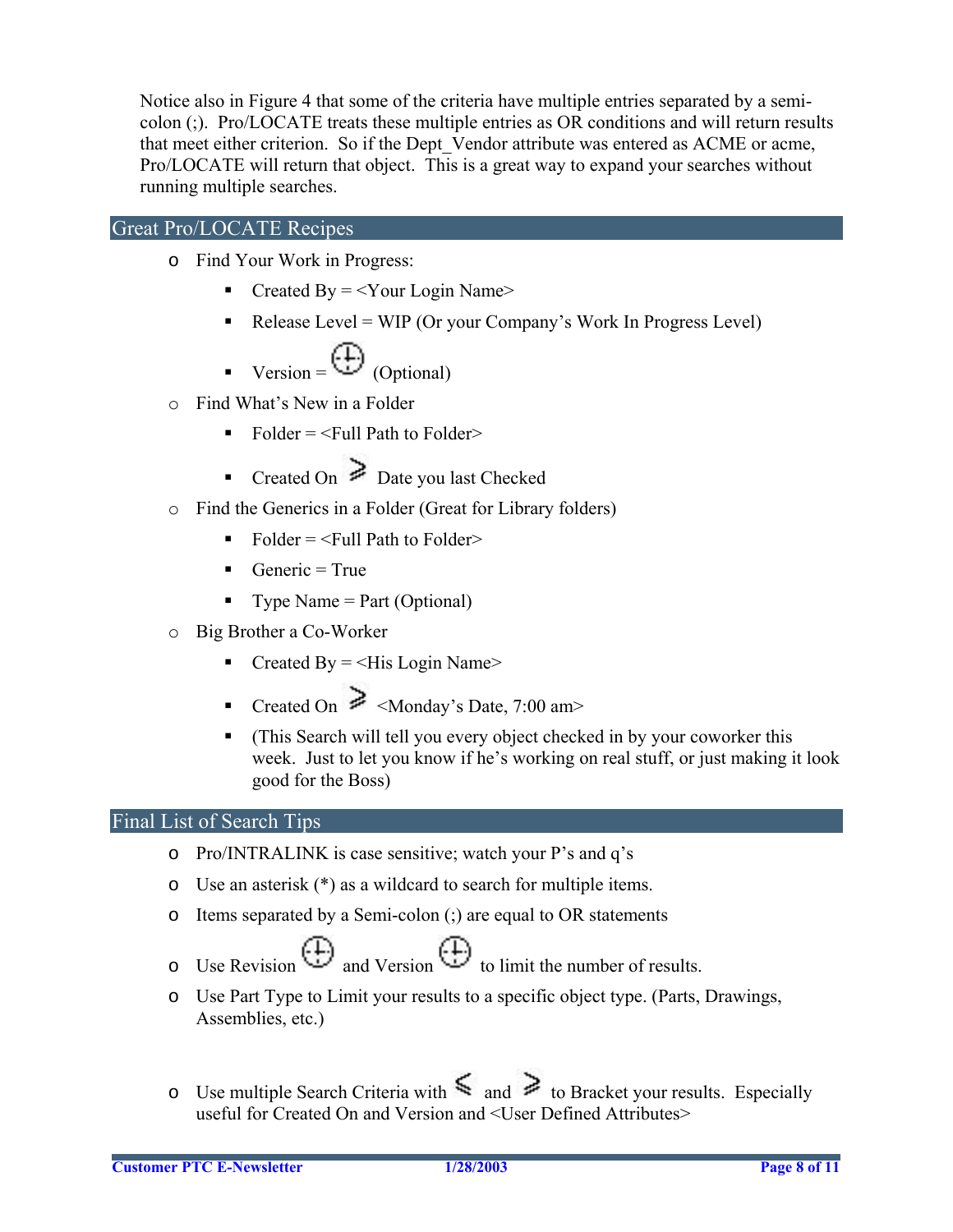Notice also in Figure 4 that some of the criteria have multiple entries separated by a semi-colon (;). Pro/LOCATE treats these multiple entries as OR conditions and will return results that meet either criterion. So if the Dept_Vendor attribute was entered as ACME or acme, Pro/LOCATE will return that object. This is a great way to expand your searches without running multiple searches.

## Great Pro/LOCATE Recipes

- Find Your Work in Progress:
  - Created By = <Your Login Name>
  - Release Level = WIP (Or your Company's Work In Progress Level)
  - Version = (Optional)
- Find What's New in a Folder
  - Folder = <Full Path to Folder>
  - Created On ≥ Date you last Checked
- Find the Generics in a Folder (Great for Library folders)
  - Folder = <Full Path to Folder>
  - Generic = True
  - Type Name = Part (Optional)
- Big Brother a Co-Worker
  - Created By = <His Login Name>
  - Created On ≥ <Monday's Date, 7:00 am>
  - (This Search will tell you every object checked in by your coworker this week. Just to let you know if he's working on real stuff, or just making it look good for the Boss)

## Final List of Search Tips

- Pro/INTRALINK is case sensitive; watch your P's and q's
- Use an asterisk (*) as a wildcard to search for multiple items.
- Items separated by a Semi-colon (;) are equal to OR statements
- Use Revision and Version to limit the number of results.
- Use Part Type to Limit your results to a specific object type. (Parts, Drawings, Assemblies, etc.)
- Use multiple Search Criteria with ≤ and ≥ to Bracket your results. Especially useful for Created On and Version and <User Defined Attributes>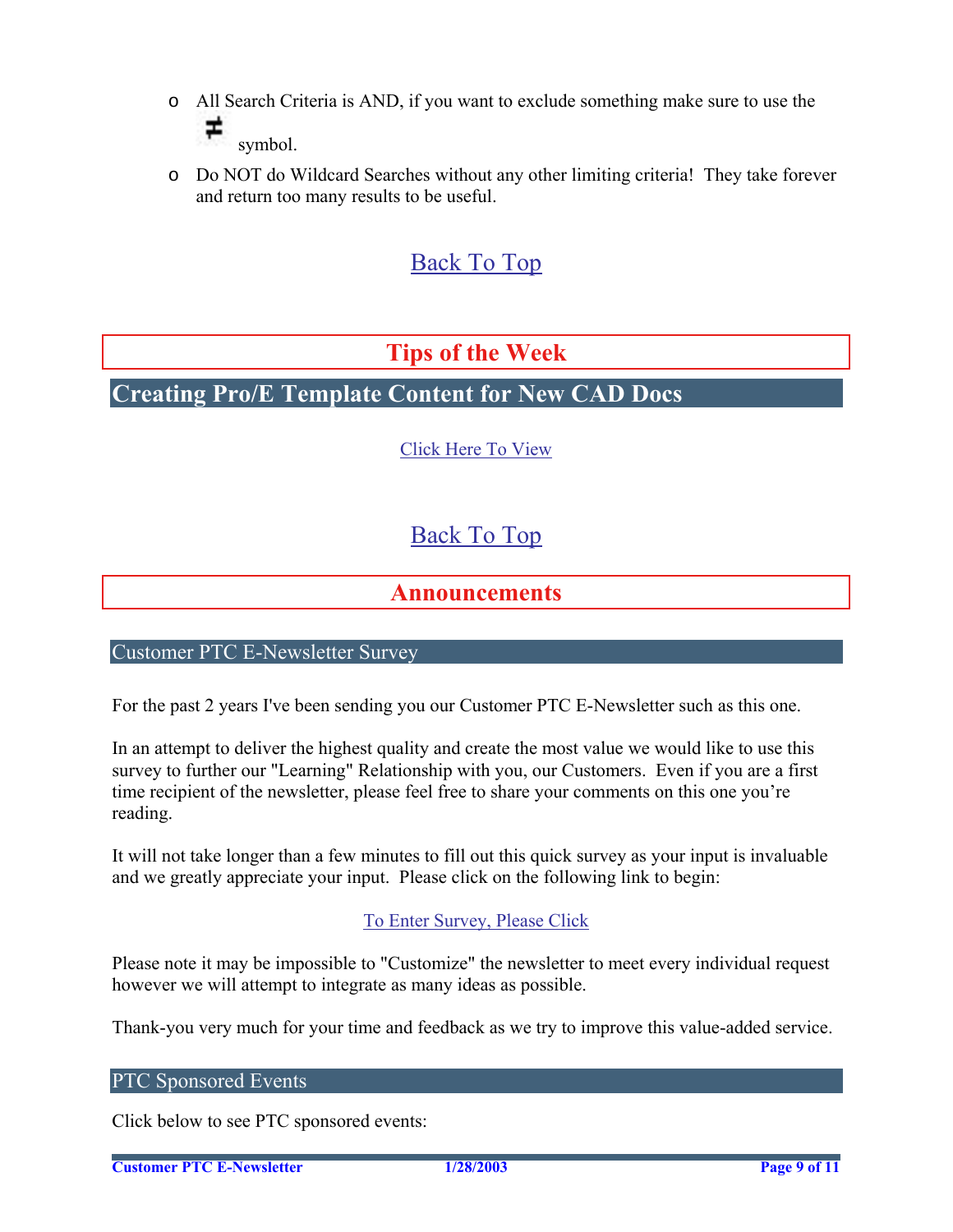- All Search Criteria is AND, if you want to exclude something make sure to use the ≠ symbol.
- Do NOT do Wildcard Searches without any other limiting criteria! They take forever and return too many results to be useful.

[Back To Top]

## Tips of the Week

### Creating Pro/E Template Content for New CAD Docs

[Click Here To View]

[Back To Top]

## Announcements

### Customer PTC E-Newsletter Survey

For the past 2 years I've been sending you our Customer PTC E-Newsletter such as this one.

In an attempt to deliver the highest quality and create the most value we would like to use this survey to further our "Learning" Relationship with you, our Customers. Even if you are a first time recipient of the newsletter, please feel free to share your comments on this one you're reading.

It will not take longer than a few minutes to fill out this quick survey as your input is invaluable and we greatly appreciate your input. Please click on the following link to begin:

[To Enter Survey, Please Click]

Please note it may be impossible to "Customize" the newsletter to meet every individual request however we will attempt to integrate as many ideas as possible.

Thank-you very much for your time and feedback as we try to improve this value-added service.

### PTC Sponsored Events

Click below to see PTC sponsored events: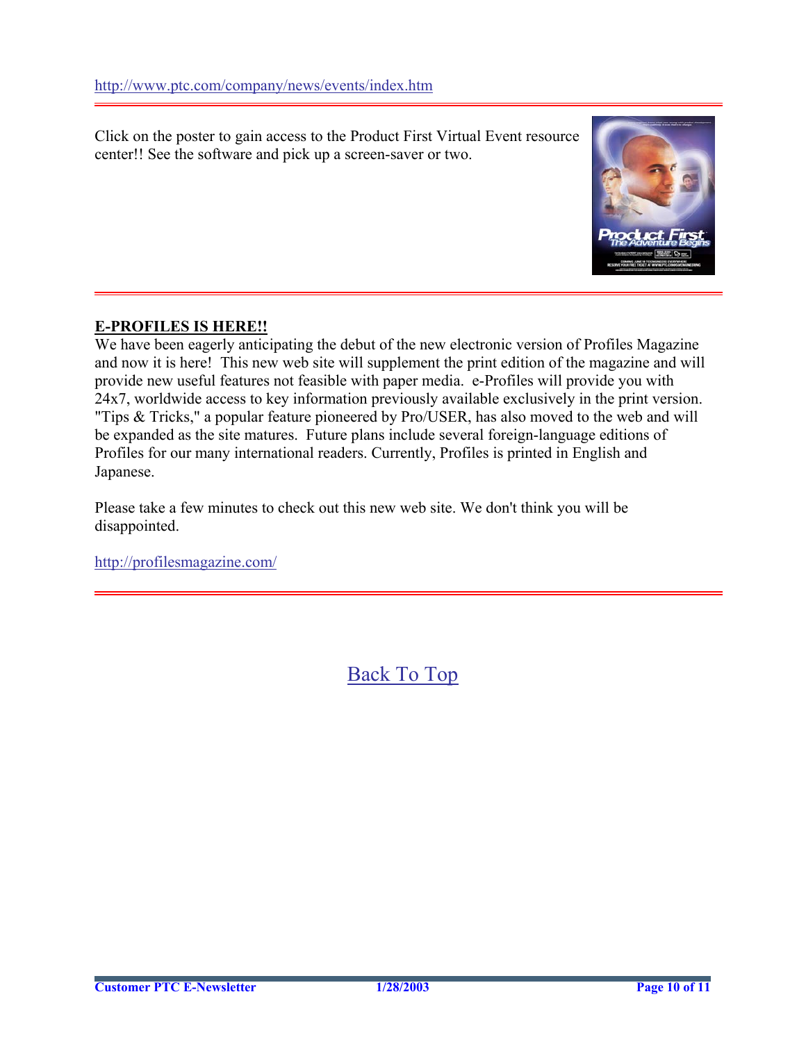http://www.ptc.com/company/news/events/index.htm

---

Click on the poster to gain access to the Product First Virtual Event resource center!! See the software and pick up a screen-saver or two.

---

**E-PROFILES IS HERE!!**

We have been eagerly anticipating the debut of the new electronic version of Profiles Magazine and now it is here! This new web site will supplement the print edition of the magazine and will provide new useful features not feasible with paper media. e-Profiles will provide you with 24x7, worldwide access to key information previously available exclusively in the print version. "Tips & Tricks," a popular feature pioneered by Pro/USER, has also moved to the web and will be expanded as the site matures. Future plans include several foreign-language editions of Profiles for our many international readers. Currently, Profiles is printed in English and Japanese.

Please take a few minutes to check out this new web site. We don't think you will be disappointed.

http://profilesmagazine.com/

---

Back To Top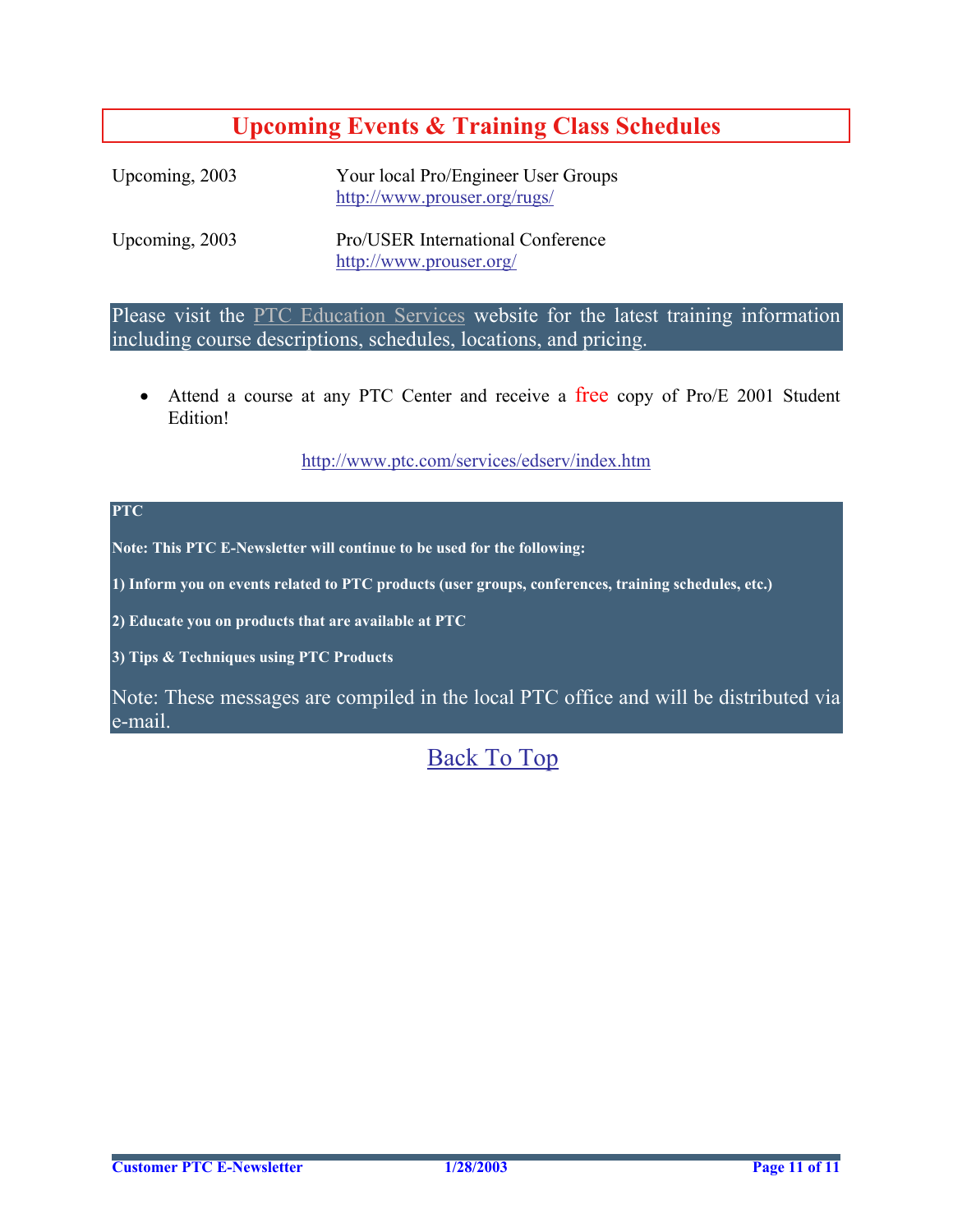## Upcoming Events & Training Class Schedules

| | |
|---|---|
| Upcoming, 2003 | Your local Pro/Engineer User Groups<br>http://www.prouser.org/rugs/ |
| Upcoming, 2003 | Pro/USER International Conference<br>http://www.prouser.org/ |

Please visit the PTC Education Services website for the latest training information including course descriptions, schedules, locations, and pricing.

- Attend a course at any PTC Center and receive a free copy of Pro/E 2001 Student Edition!

http://www.ptc.com/services/edserv/index.htm

**PTC**

**Note: This PTC E-Newsletter will continue to be used for the following:**

**1) Inform you on events related to PTC products (user groups, conferences, training schedules, etc.)**

**2) Educate you on products that are available at PTC**

**3) Tips & Techniques using PTC Products**

Note: These messages are compiled in the local PTC office and will be distributed via e-mail.

Back To Top